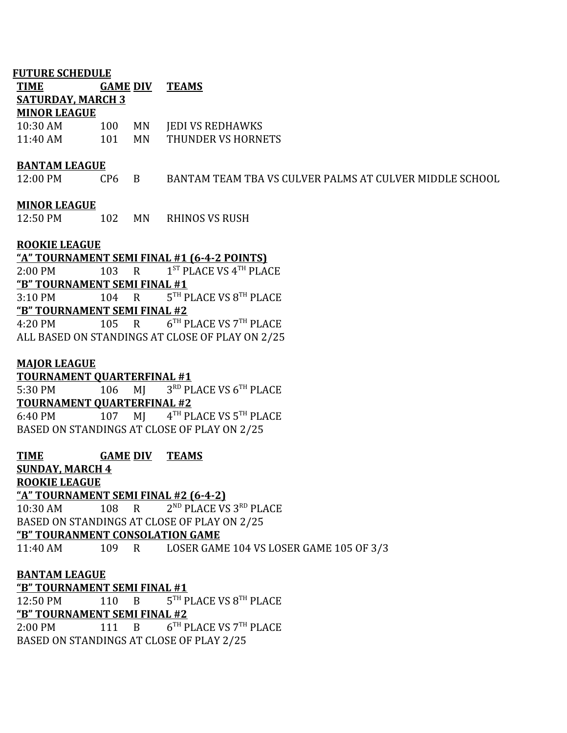**FUTURE SCHEDULE**

| TIME | GAME | DIV | TEAMS |
|---|---|---|---|
| **SATURDAY, MARCH 3** | | | |
| **MINOR LEAGUE** | | | |
| 10:30 AM | 100 | MN | JEDI VS REDHAWKS |
| 11:40 AM | 101 | MN | THUNDER VS HORNETS |
| **BANTAM LEAGUE** | | | |
| 12:00 PM | CP6 | B | BANTAM TEAM TBA VS CULVER PALMS AT CULVER MIDDLE SCHOOL |
| **MINOR LEAGUE** | | | |
| 12:50 PM | 102 | MN | RHINOS VS RUSH |
| **ROOKIE LEAGUE** | | | |
| **"A" TOURNAMENT SEMI FINAL #1 (6-4-2 POINTS)** | | | |
| 2:00 PM | 103 | R | 1ST PLACE VS 4TH PLACE |
| **"B" TOURNAMENT SEMI FINAL #1** | | | |
| 3:10 PM | 104 | R | 5TH PLACE VS 8TH PLACE |
| **"B" TOURNAMENT SEMI FINAL #2** | | | |
| 4:20 PM | 105 | R | 6TH PLACE VS 7TH PLACE |
| ALL BASED ON STANDINGS AT CLOSE OF PLAY ON 2/25 | | | |
| **MAJOR LEAGUE** | | | |
| **TOURNAMENT QUARTERFINAL #1** | | | |
| 5:30 PM | 106 | MJ | 3RD PLACE VS 6TH PLACE |
| **TOURNAMENT QUARTERFINAL #2** | | | |
| 6:40 PM | 107 | MJ | 4TH PLACE VS 5TH PLACE |
| BASED ON STANDINGS AT CLOSE OF PLAY ON 2/25 | | | |

| TIME | GAME | DIV | TEAMS |
|---|---|---|---|
| **SUNDAY, MARCH 4** | | | |
| **ROOKIE LEAGUE** | | | |
| **"A" TOURNAMENT SEMI FINAL #2 (6-4-2)** | | | |
| 10:30 AM | 108 | R | 2ND PLACE VS 3RD PLACE |
| BASED ON STANDINGS AT CLOSE OF PLAY ON 2/25 | | | |
| **"B" TOURANMENT CONSOLATION GAME** | | | |
| 11:40 AM | 109 | R | LOSER GAME 104 VS LOSER GAME 105 OF 3/3 |
| **BANTAM LEAGUE** | | | |
| **"B" TOURNAMENT SEMI FINAL #1** | | | |
| 12:50 PM | 110 | B | 5TH PLACE VS 8TH PLACE |
| **"B" TOURNAMENT SEMI FINAL #2** | | | |
| 2:00 PM | 111 | B | 6TH PLACE VS 7TH PLACE |
| BASED ON STANDINGS AT CLOSE OF PLAY 2/25 | | | |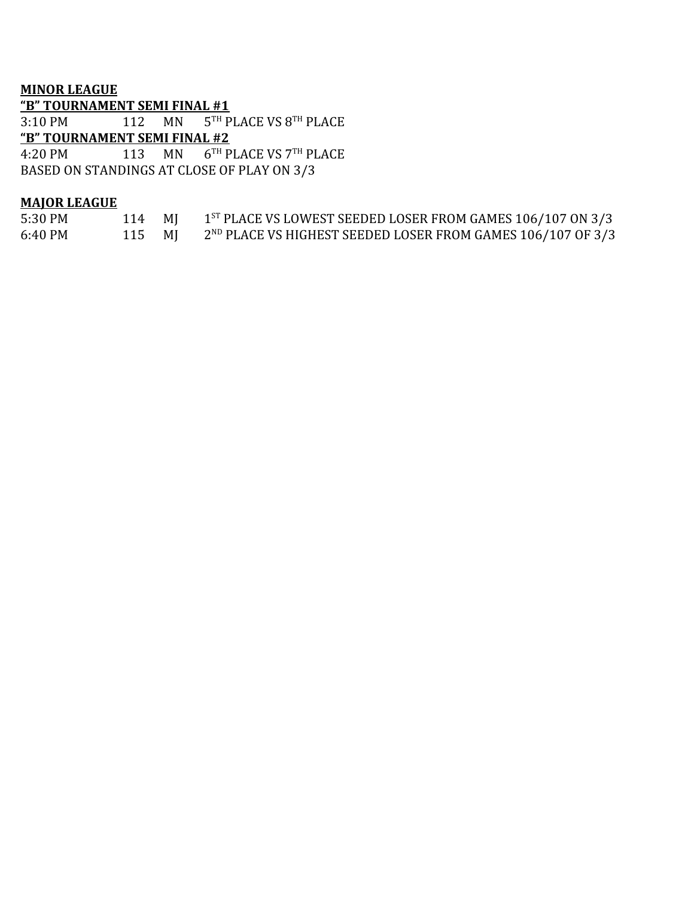**MINOR LEAGUE**

**"B" TOURNAMENT SEMI FINAL #1**

3:10 PM 112 MN 5TH PLACE VS 8TH PLACE

**"B" TOURNAMENT SEMI FINAL #2**

4:20 PM 113 MN 6TH PLACE VS 7TH PLACE

BASED ON STANDINGS AT CLOSE OF PLAY ON 3/3

**MAJOR LEAGUE**

| | | | |
|---|---|---|---|
| 5:30 PM | 114 | MJ | 1ST PLACE VS LOWEST SEEDED LOSER FROM GAMES 106/107 ON 3/3 |
| 6:40 PM | 115 | MJ | 2ND PLACE VS HIGHEST SEEDED LOSER FROM GAMES 106/107 OF 3/3 |